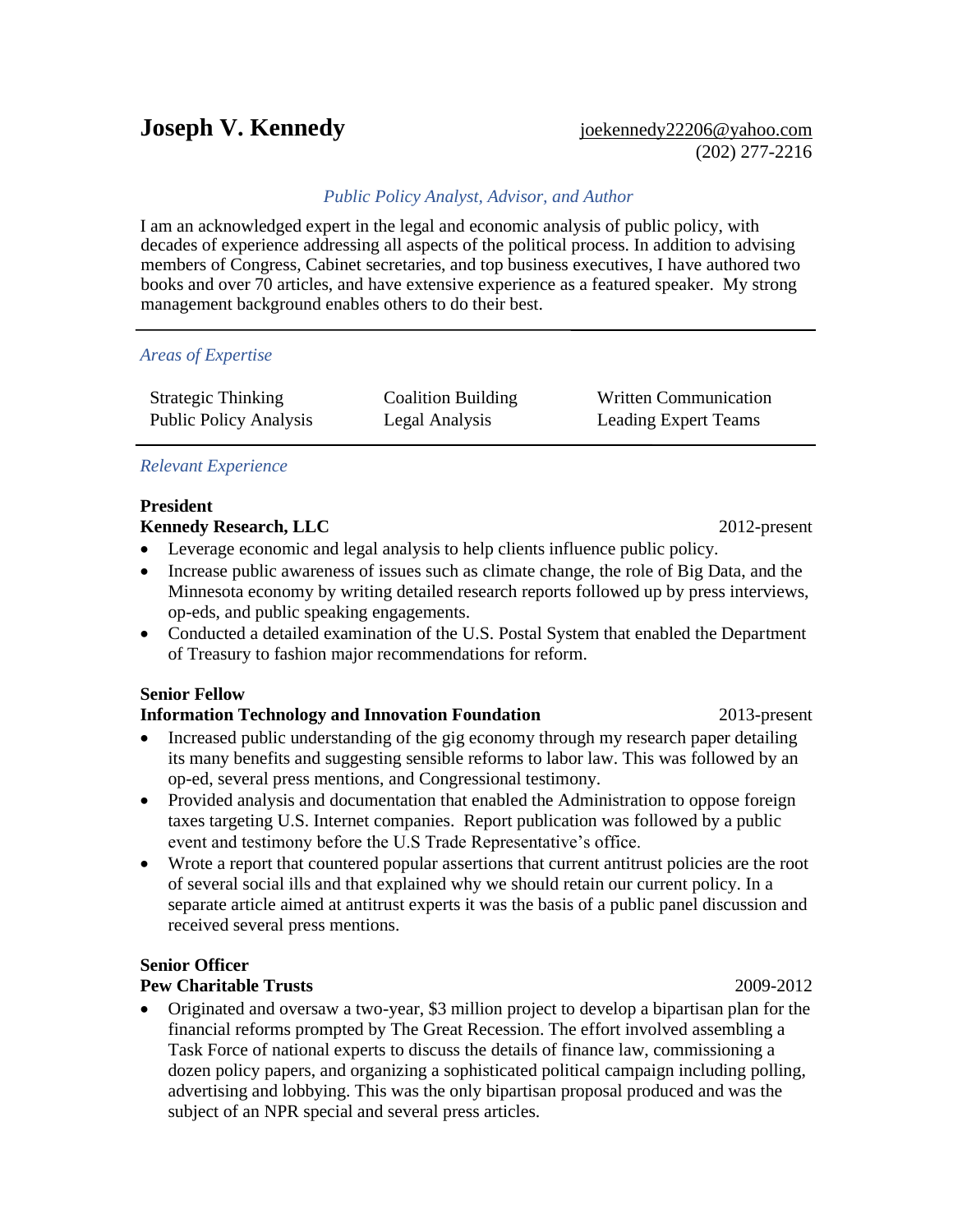# Joseph V. Kennedy

joekennedy22206@yahoo.com
(202) 277-2216

*Public Policy Analyst, Advisor, and Author*

I am an acknowledged expert in the legal and economic analysis of public policy, with decades of experience addressing all aspects of the political process. In addition to advising members of Congress, Cabinet secretaries, and top business executives, I have authored two books and over 70 articles, and have extensive experience as a featured speaker. My strong management background enables others to do their best.

---

## *Areas of Expertise*

| | | |
|---|---|---|
| Strategic Thinking | Coalition Building | Written Communication |
| Public Policy Analysis | Legal Analysis | Leading Expert Teams |

---

## *Relevant Experience*

**President**
**Kennedy Research, LLC** 2012-present

- Leverage economic and legal analysis to help clients influence public policy.
- Increase public awareness of issues such as climate change, the role of Big Data, and the Minnesota economy by writing detailed research reports followed up by press interviews, op-eds, and public speaking engagements.
- Conducted a detailed examination of the U.S. Postal System that enabled the Department of Treasury to fashion major recommendations for reform.

**Senior Fellow**
**Information Technology and Innovation Foundation** 2013-present

- Increased public understanding of the gig economy through my research paper detailing its many benefits and suggesting sensible reforms to labor law. This was followed by an op-ed, several press mentions, and Congressional testimony.
- Provided analysis and documentation that enabled the Administration to oppose foreign taxes targeting U.S. Internet companies. Report publication was followed by a public event and testimony before the U.S Trade Representative's office.
- Wrote a report that countered popular assertions that current antitrust policies are the root of several social ills and that explained why we should retain our current policy. In a separate article aimed at antitrust experts it was the basis of a public panel discussion and received several press mentions.

**Senior Officer**
**Pew Charitable Trusts** 2009-2012

- Originated and oversaw a two-year, $3 million project to develop a bipartisan plan for the financial reforms prompted by The Great Recession. The effort involved assembling a Task Force of national experts to discuss the details of finance law, commissioning a dozen policy papers, and organizing a sophisticated political campaign including polling, advertising and lobbying. This was the only bipartisan proposal produced and was the subject of an NPR special and several press articles.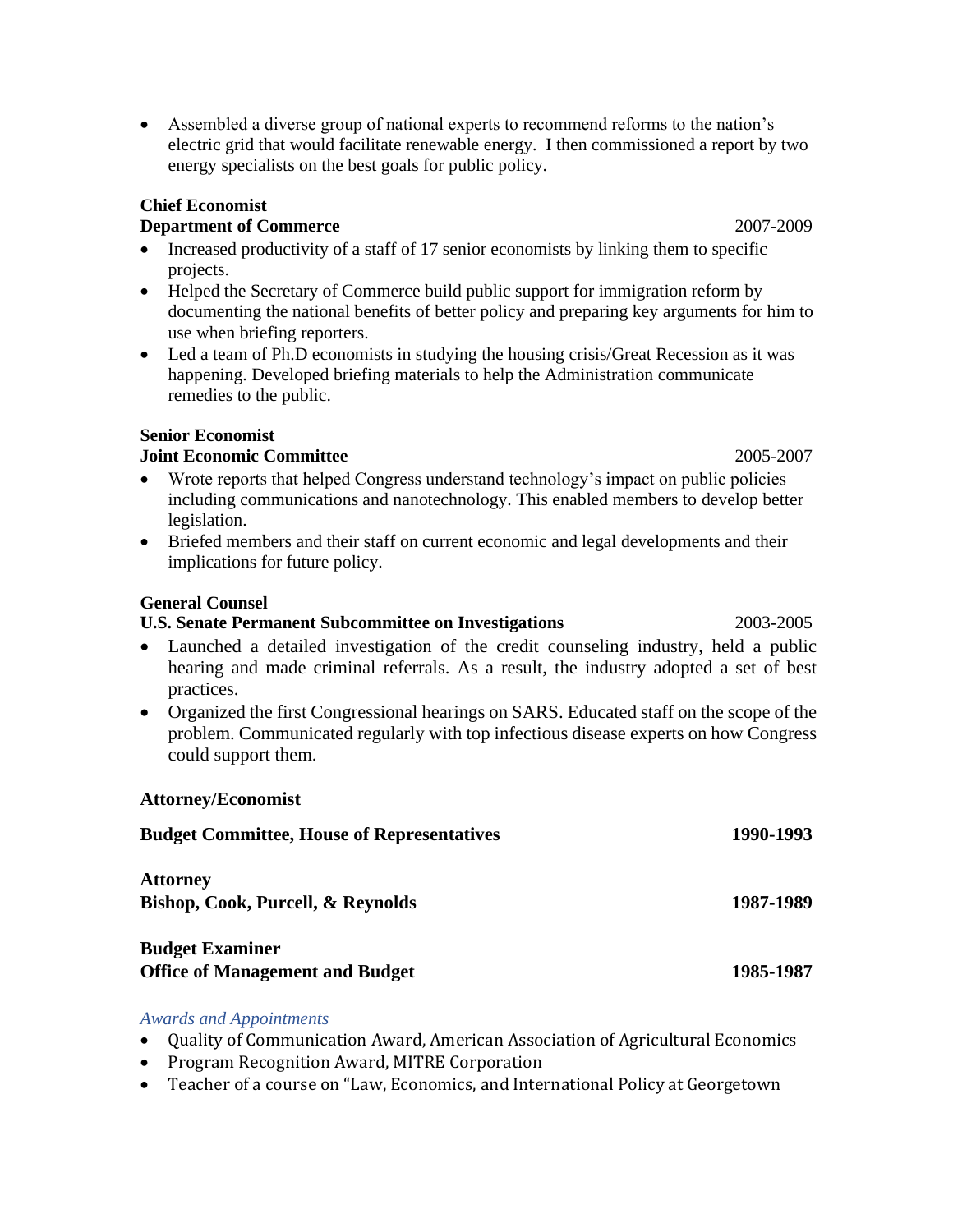- Assembled a diverse group of national experts to recommend reforms to the nation's electric grid that would facilitate renewable energy. I then commissioned a report by two energy specialists on the best goals for public policy.

**Chief Economist**
**Department of Commerce** 2007-2009

- Increased productivity of a staff of 17 senior economists by linking them to specific projects.
- Helped the Secretary of Commerce build public support for immigration reform by documenting the national benefits of better policy and preparing key arguments for him to use when briefing reporters.
- Led a team of Ph.D economists in studying the housing crisis/Great Recession as it was happening. Developed briefing materials to help the Administration communicate remedies to the public.

**Senior Economist**
**Joint Economic Committee** 2005-2007

- Wrote reports that helped Congress understand technology's impact on public policies including communications and nanotechnology. This enabled members to develop better legislation.
- Briefed members and their staff on current economic and legal developments and their implications for future policy.

**General Counsel**
**U.S. Senate Permanent Subcommittee on Investigations** 2003-2005

- Launched a detailed investigation of the credit counseling industry, held a public hearing and made criminal referrals. As a result, the industry adopted a set of best practices.
- Organized the first Congressional hearings on SARS. Educated staff on the scope of the problem. Communicated regularly with top infectious disease experts on how Congress could support them.

**Attorney/Economist**

**Budget Committee, House of Representatives** **1990-1993**

**Attorney**
**Bishop, Cook, Purcell, & Reynolds** **1987-1989**

**Budget Examiner**
**Office of Management and Budget** **1985-1987**

*Awards and Appointments*

- Quality of Communication Award, American Association of Agricultural Economics
- Program Recognition Award, MITRE Corporation
- Teacher of a course on "Law, Economics, and International Policy at Georgetown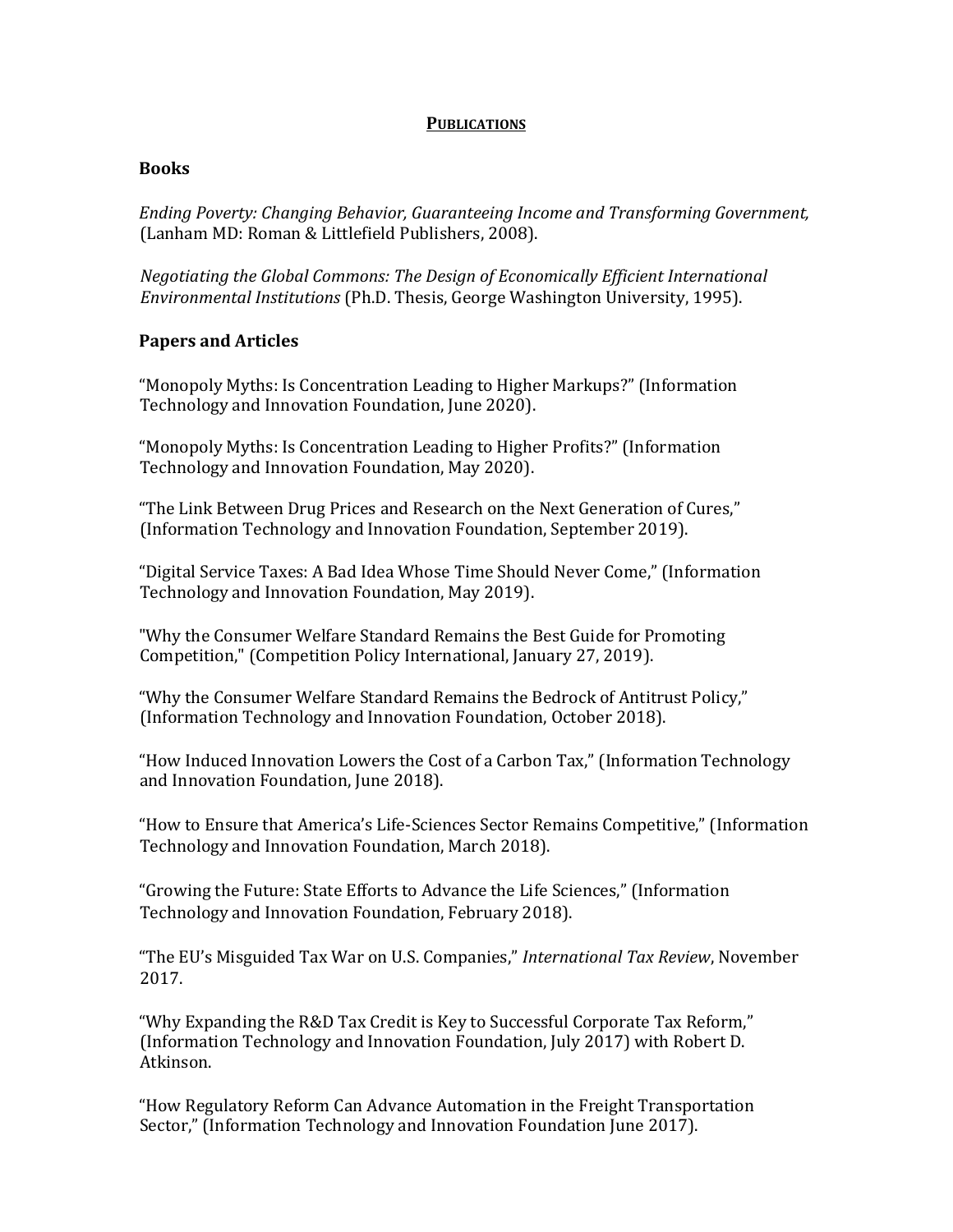# **PUBLICATIONS**

## Books

*Ending Poverty: Changing Behavior, Guaranteeing Income and Transforming Government,* (Lanham MD: Roman & Littlefield Publishers, 2008).

*Negotiating the Global Commons: The Design of Economically Efficient International Environmental Institutions* (Ph.D. Thesis, George Washington University, 1995).

## Papers and Articles

"Monopoly Myths: Is Concentration Leading to Higher Markups?" (Information Technology and Innovation Foundation, June 2020).

"Monopoly Myths: Is Concentration Leading to Higher Profits?" (Information Technology and Innovation Foundation, May 2020).

"The Link Between Drug Prices and Research on the Next Generation of Cures," (Information Technology and Innovation Foundation, September 2019).

"Digital Service Taxes: A Bad Idea Whose Time Should Never Come," (Information Technology and Innovation Foundation, May 2019).

"Why the Consumer Welfare Standard Remains the Best Guide for Promoting Competition," (Competition Policy International, January 27, 2019).

"Why the Consumer Welfare Standard Remains the Bedrock of Antitrust Policy," (Information Technology and Innovation Foundation, October 2018).

"How Induced Innovation Lowers the Cost of a Carbon Tax," (Information Technology and Innovation Foundation, June 2018).

"How to Ensure that America's Life-Sciences Sector Remains Competitive," (Information Technology and Innovation Foundation, March 2018).

"Growing the Future: State Efforts to Advance the Life Sciences," (Information Technology and Innovation Foundation, February 2018).

"The EU's Misguided Tax War on U.S. Companies," *International Tax Review*, November 2017.

"Why Expanding the R&D Tax Credit is Key to Successful Corporate Tax Reform," (Information Technology and Innovation Foundation, July 2017) with Robert D. Atkinson.

"How Regulatory Reform Can Advance Automation in the Freight Transportation Sector," (Information Technology and Innovation Foundation June 2017).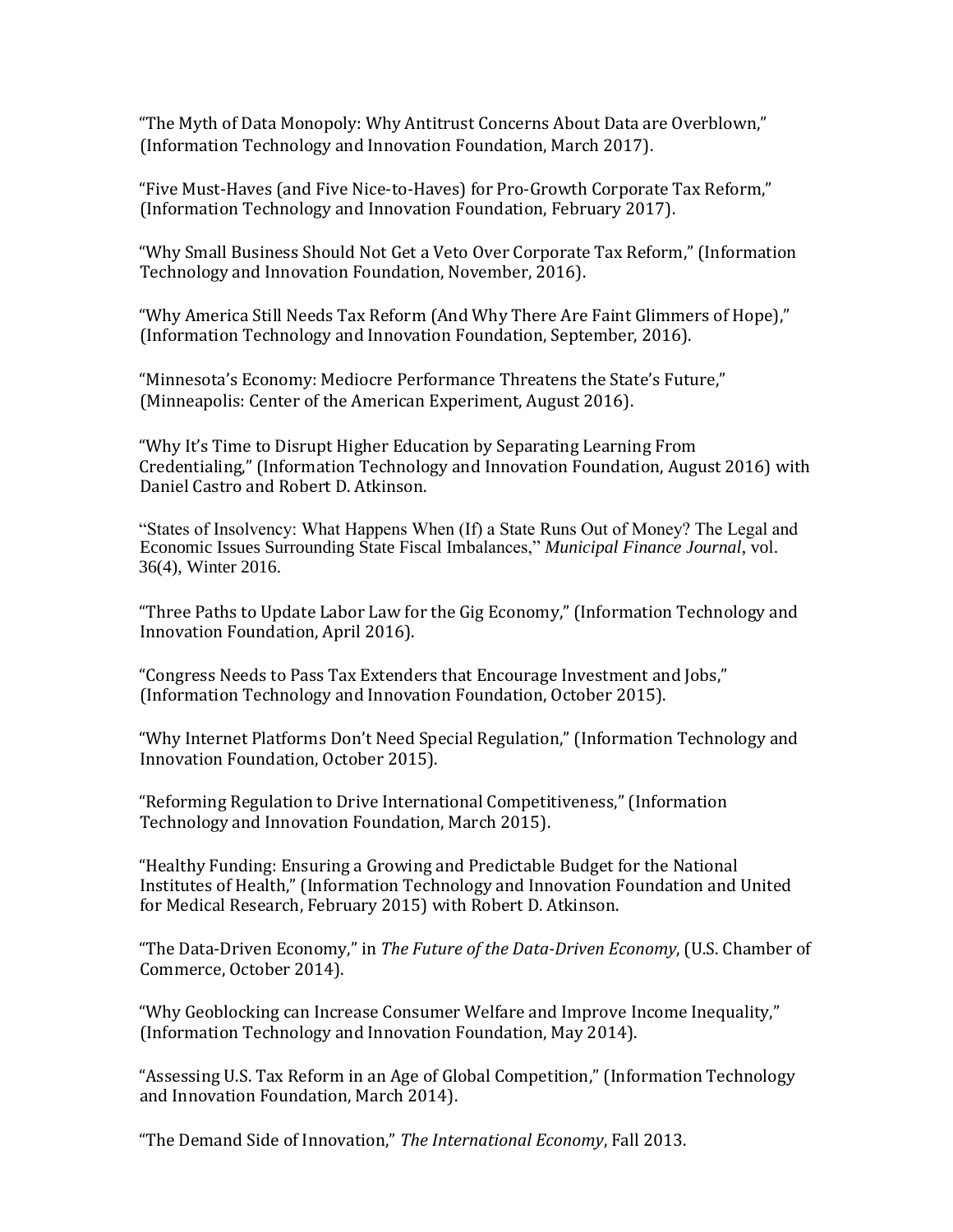"The Myth of Data Monopoly: Why Antitrust Concerns About Data are Overblown," (Information Technology and Innovation Foundation, March 2017).

"Five Must-Haves (and Five Nice-to-Haves) for Pro-Growth Corporate Tax Reform," (Information Technology and Innovation Foundation, February 2017).

"Why Small Business Should Not Get a Veto Over Corporate Tax Reform," (Information Technology and Innovation Foundation, November, 2016).

"Why America Still Needs Tax Reform (And Why There Are Faint Glimmers of Hope)," (Information Technology and Innovation Foundation, September, 2016).

"Minnesota's Economy: Mediocre Performance Threatens the State's Future," (Minneapolis: Center of the American Experiment, August 2016).

"Why It's Time to Disrupt Higher Education by Separating Learning From Credentialing," (Information Technology and Innovation Foundation, August 2016) with Daniel Castro and Robert D. Atkinson.

"States of Insolvency: What Happens When (If) a State Runs Out of Money? The Legal and Economic Issues Surrounding State Fiscal Imbalances," *Municipal Finance Journal*, vol. 36(4), Winter 2016.

"Three Paths to Update Labor Law for the Gig Economy," (Information Technology and Innovation Foundation, April 2016).

"Congress Needs to Pass Tax Extenders that Encourage Investment and Jobs," (Information Technology and Innovation Foundation, October 2015).

"Why Internet Platforms Don't Need Special Regulation," (Information Technology and Innovation Foundation, October 2015).

"Reforming Regulation to Drive International Competitiveness," (Information Technology and Innovation Foundation, March 2015).

"Healthy Funding: Ensuring a Growing and Predictable Budget for the National Institutes of Health," (Information Technology and Innovation Foundation and United for Medical Research, February 2015) with Robert D. Atkinson.

"The Data-Driven Economy," in *The Future of the Data-Driven Economy*, (U.S. Chamber of Commerce, October 2014).

"Why Geoblocking can Increase Consumer Welfare and Improve Income Inequality," (Information Technology and Innovation Foundation, May 2014).

"Assessing U.S. Tax Reform in an Age of Global Competition," (Information Technology and Innovation Foundation, March 2014).

"The Demand Side of Innovation," *The International Economy*, Fall 2013.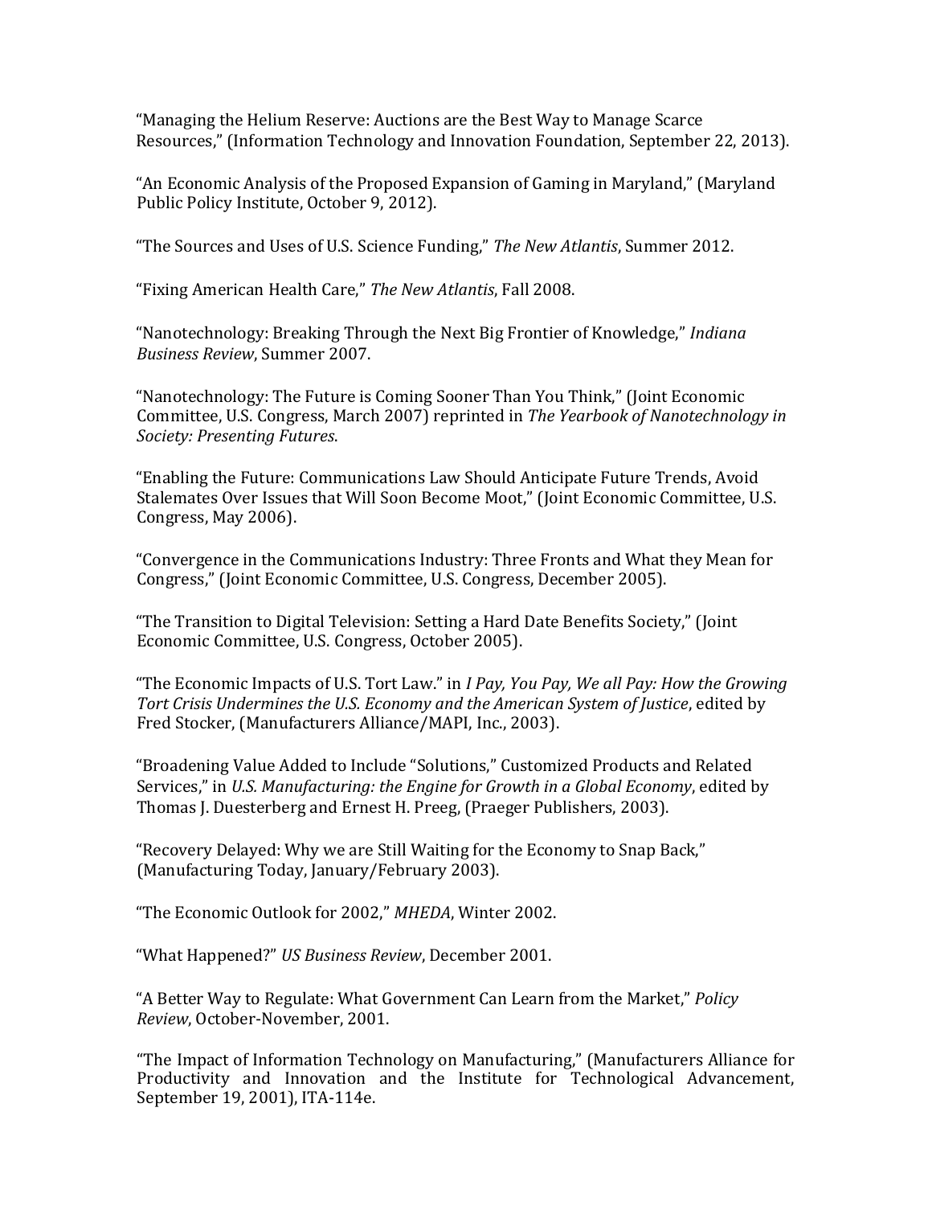"Managing the Helium Reserve: Auctions are the Best Way to Manage Scarce Resources," (Information Technology and Innovation Foundation, September 22, 2013).

"An Economic Analysis of the Proposed Expansion of Gaming in Maryland," (Maryland Public Policy Institute, October 9, 2012).

"The Sources and Uses of U.S. Science Funding," *The New Atlantis*, Summer 2012.

"Fixing American Health Care," *The New Atlantis*, Fall 2008.

"Nanotechnology: Breaking Through the Next Big Frontier of Knowledge," *Indiana Business Review*, Summer 2007.

"Nanotechnology: The Future is Coming Sooner Than You Think," (Joint Economic Committee, U.S. Congress, March 2007) reprinted in *The Yearbook of Nanotechnology in Society: Presenting Futures*.

"Enabling the Future: Communications Law Should Anticipate Future Trends, Avoid Stalemates Over Issues that Will Soon Become Moot," (Joint Economic Committee, U.S. Congress, May 2006).

"Convergence in the Communications Industry: Three Fronts and What they Mean for Congress," (Joint Economic Committee, U.S. Congress, December 2005).

"The Transition to Digital Television: Setting a Hard Date Benefits Society," (Joint Economic Committee, U.S. Congress, October 2005).

"The Economic Impacts of U.S. Tort Law." in *I Pay, You Pay, We all Pay: How the Growing Tort Crisis Undermines the U.S. Economy and the American System of Justice*, edited by Fred Stocker, (Manufacturers Alliance/MAPI, Inc., 2003).

"Broadening Value Added to Include "Solutions," Customized Products and Related Services," in *U.S. Manufacturing: the Engine for Growth in a Global Economy*, edited by Thomas J. Duesterberg and Ernest H. Preeg, (Praeger Publishers, 2003).

"Recovery Delayed: Why we are Still Waiting for the Economy to Snap Back," (Manufacturing Today, January/February 2003).

"The Economic Outlook for 2002," *MHEDA*, Winter 2002.

"What Happened?" *US Business Review*, December 2001.

"A Better Way to Regulate: What Government Can Learn from the Market," *Policy Review*, October-November, 2001.

"The Impact of Information Technology on Manufacturing," (Manufacturers Alliance for Productivity and Innovation and the Institute for Technological Advancement, September 19, 2001), ITA-114e.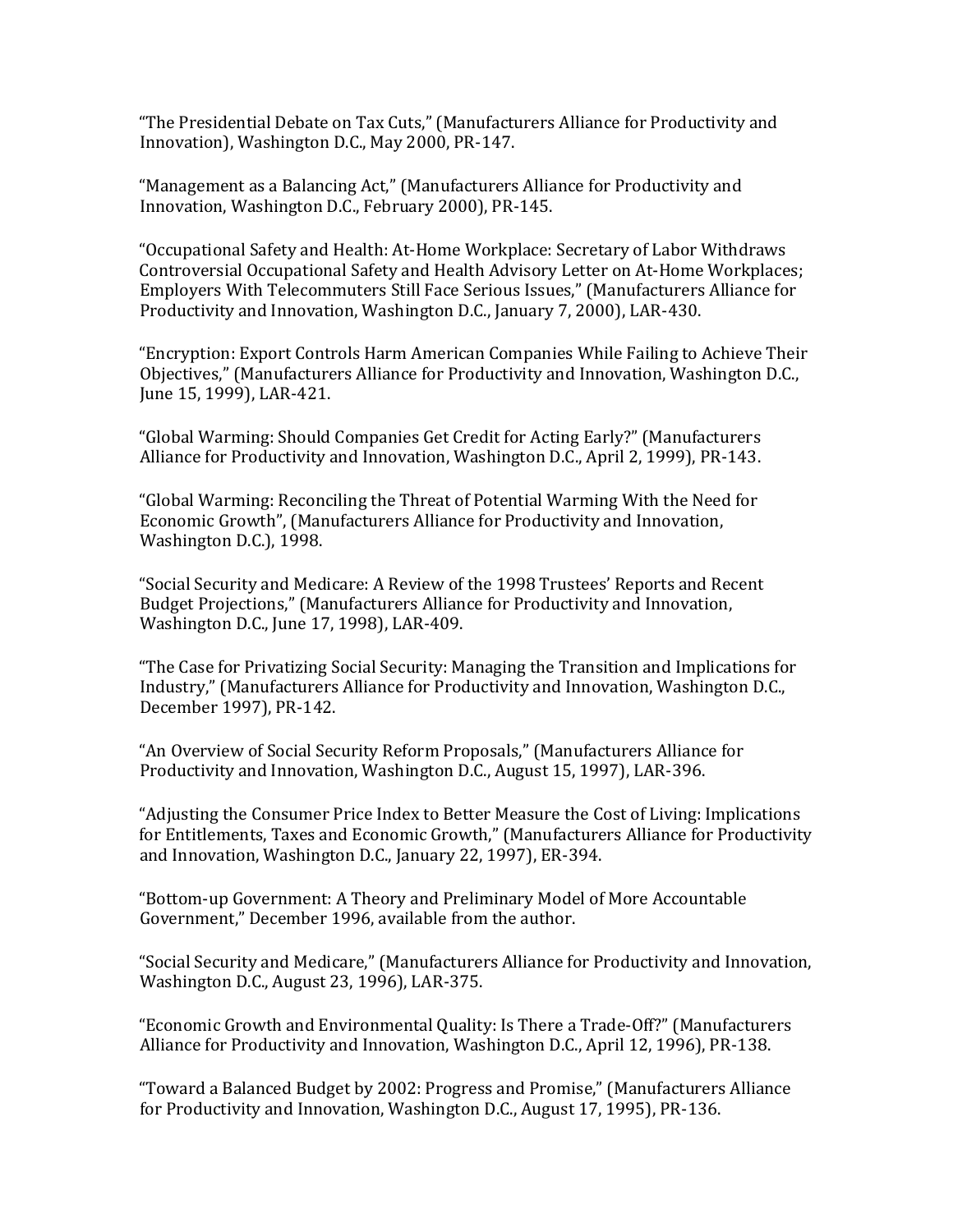"The Presidential Debate on Tax Cuts," (Manufacturers Alliance for Productivity and Innovation), Washington D.C., May 2000, PR-147.

"Management as a Balancing Act," (Manufacturers Alliance for Productivity and Innovation, Washington D.C., February 2000), PR-145.

"Occupational Safety and Health: At-Home Workplace: Secretary of Labor Withdraws Controversial Occupational Safety and Health Advisory Letter on At-Home Workplaces; Employers With Telecommuters Still Face Serious Issues," (Manufacturers Alliance for Productivity and Innovation, Washington D.C., January 7, 2000), LAR-430.

"Encryption: Export Controls Harm American Companies While Failing to Achieve Their Objectives," (Manufacturers Alliance for Productivity and Innovation, Washington D.C., June 15, 1999), LAR-421.

"Global Warming: Should Companies Get Credit for Acting Early?" (Manufacturers Alliance for Productivity and Innovation, Washington D.C., April 2, 1999), PR-143.

"Global Warming: Reconciling the Threat of Potential Warming With the Need for Economic Growth", (Manufacturers Alliance for Productivity and Innovation, Washington D.C.), 1998.

"Social Security and Medicare: A Review of the 1998 Trustees' Reports and Recent Budget Projections," (Manufacturers Alliance for Productivity and Innovation, Washington D.C., June 17, 1998), LAR-409.

"The Case for Privatizing Social Security: Managing the Transition and Implications for Industry," (Manufacturers Alliance for Productivity and Innovation, Washington D.C., December 1997), PR-142.

"An Overview of Social Security Reform Proposals," (Manufacturers Alliance for Productivity and Innovation, Washington D.C., August 15, 1997), LAR-396.

"Adjusting the Consumer Price Index to Better Measure the Cost of Living: Implications for Entitlements, Taxes and Economic Growth," (Manufacturers Alliance for Productivity and Innovation, Washington D.C., January 22, 1997), ER-394.

"Bottom-up Government: A Theory and Preliminary Model of More Accountable Government," December 1996, available from the author.

"Social Security and Medicare," (Manufacturers Alliance for Productivity and Innovation, Washington D.C., August 23, 1996), LAR-375.

"Economic Growth and Environmental Quality: Is There a Trade-Off?" (Manufacturers Alliance for Productivity and Innovation, Washington D.C., April 12, 1996), PR-138.

"Toward a Balanced Budget by 2002: Progress and Promise," (Manufacturers Alliance for Productivity and Innovation, Washington D.C., August 17, 1995), PR-136.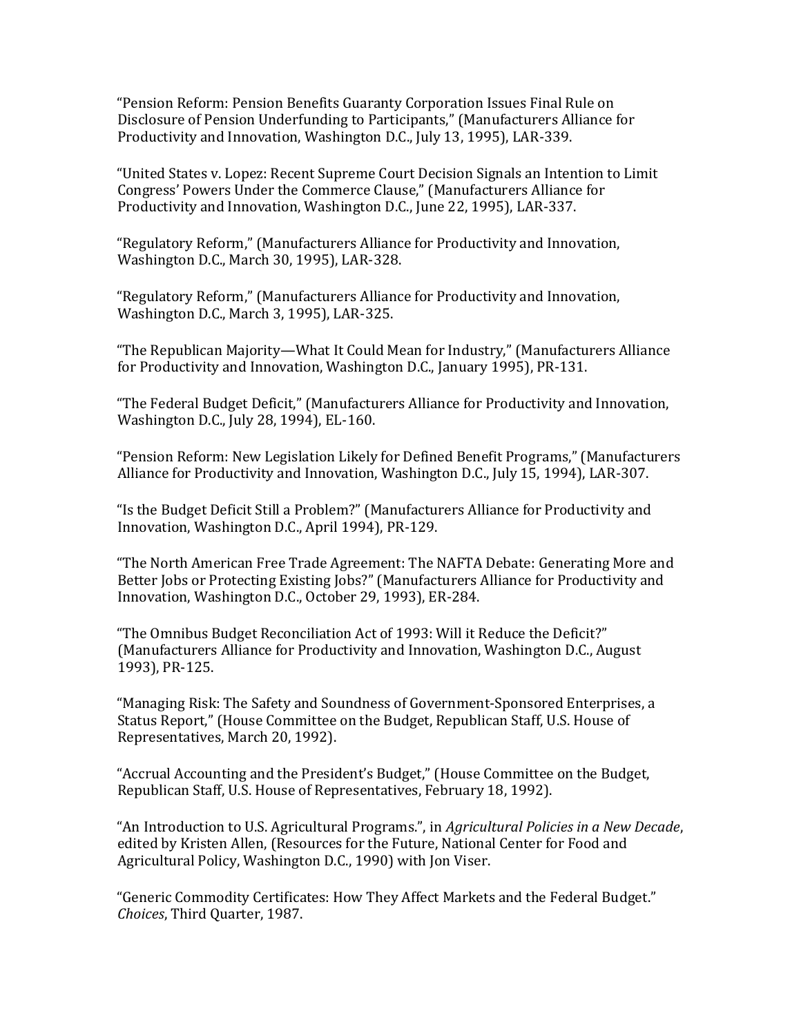"Pension Reform: Pension Benefits Guaranty Corporation Issues Final Rule on Disclosure of Pension Underfunding to Participants," (Manufacturers Alliance for Productivity and Innovation, Washington D.C., July 13, 1995), LAR-339.

"United States v. Lopez: Recent Supreme Court Decision Signals an Intention to Limit Congress' Powers Under the Commerce Clause," (Manufacturers Alliance for Productivity and Innovation, Washington D.C., June 22, 1995), LAR-337.

"Regulatory Reform," (Manufacturers Alliance for Productivity and Innovation, Washington D.C., March 30, 1995), LAR-328.

"Regulatory Reform," (Manufacturers Alliance for Productivity and Innovation, Washington D.C., March 3, 1995), LAR-325.

"The Republican Majority—What It Could Mean for Industry," (Manufacturers Alliance for Productivity and Innovation, Washington D.C., January 1995), PR-131.

"The Federal Budget Deficit," (Manufacturers Alliance for Productivity and Innovation, Washington D.C., July 28, 1994), EL-160.

"Pension Reform: New Legislation Likely for Defined Benefit Programs," (Manufacturers Alliance for Productivity and Innovation, Washington D.C., July 15, 1994), LAR-307.

"Is the Budget Deficit Still a Problem?" (Manufacturers Alliance for Productivity and Innovation, Washington D.C., April 1994), PR-129.

"The North American Free Trade Agreement: The NAFTA Debate: Generating More and Better Jobs or Protecting Existing Jobs?" (Manufacturers Alliance for Productivity and Innovation, Washington D.C., October 29, 1993), ER-284.

"The Omnibus Budget Reconciliation Act of 1993: Will it Reduce the Deficit?" (Manufacturers Alliance for Productivity and Innovation, Washington D.C., August 1993), PR-125.

"Managing Risk: The Safety and Soundness of Government-Sponsored Enterprises, a Status Report," (House Committee on the Budget, Republican Staff, U.S. House of Representatives, March 20, 1992).

"Accrual Accounting and the President's Budget," (House Committee on the Budget, Republican Staff, U.S. House of Representatives, February 18, 1992).

"An Introduction to U.S. Agricultural Programs.", in *Agricultural Policies in a New Decade*, edited by Kristen Allen, (Resources for the Future, National Center for Food and Agricultural Policy, Washington D.C., 1990) with Jon Viser.

"Generic Commodity Certificates: How They Affect Markets and the Federal Budget." *Choices*, Third Quarter, 1987.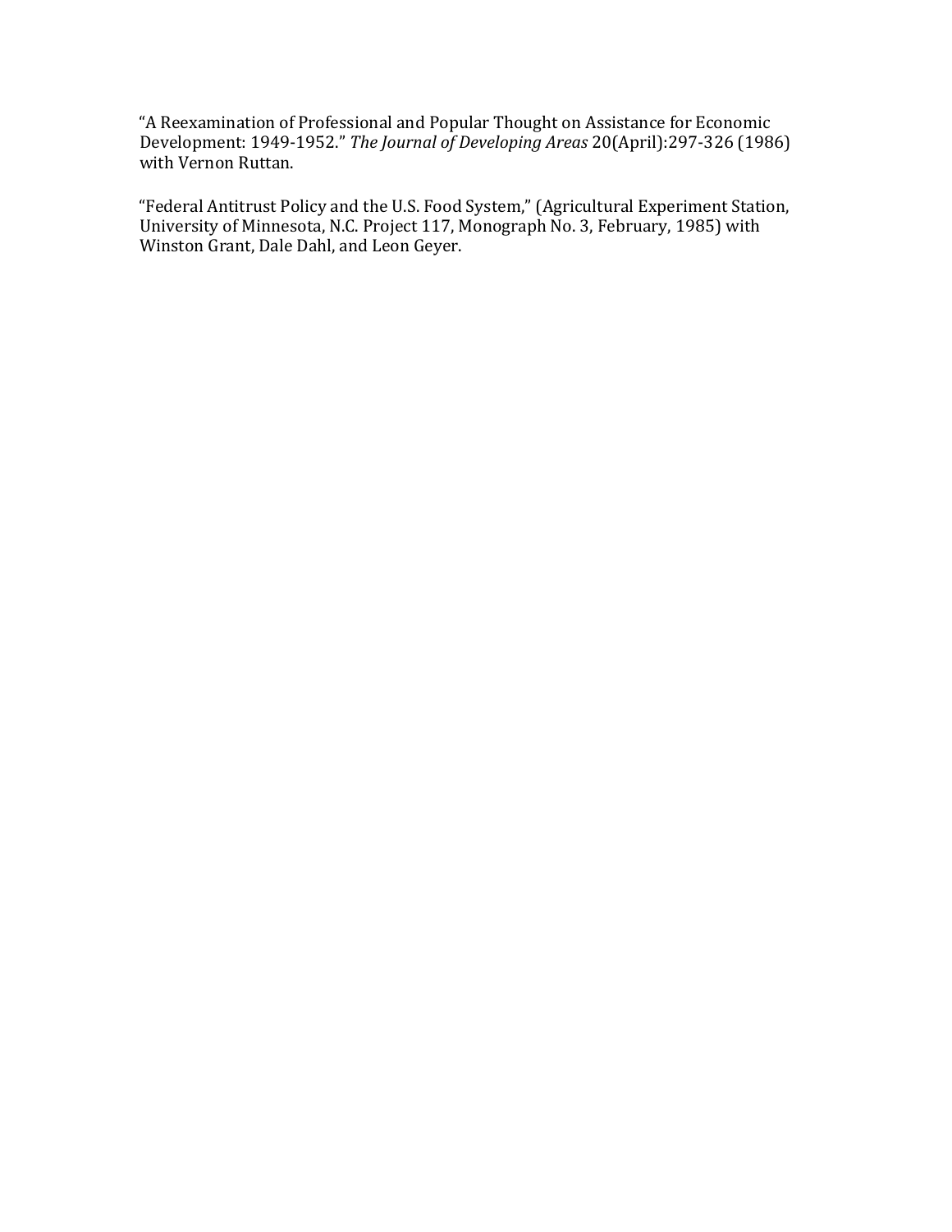"A Reexamination of Professional and Popular Thought on Assistance for Economic Development: 1949-1952." *The Journal of Developing Areas* 20(April):297-326 (1986) with Vernon Ruttan.

"Federal Antitrust Policy and the U.S. Food System," (Agricultural Experiment Station, University of Minnesota, N.C. Project 117, Monograph No. 3, February, 1985) with Winston Grant, Dale Dahl, and Leon Geyer.